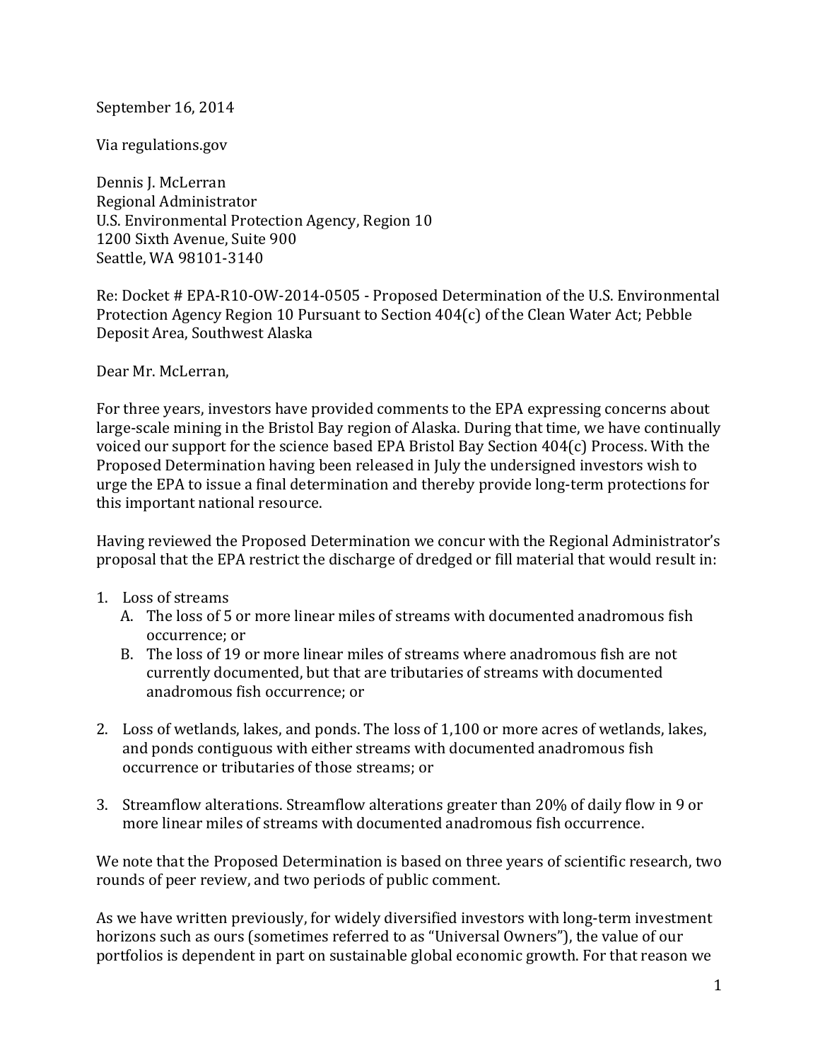September 16, 2014

Via regulations.gov

Dennis J. McLerran
Regional Administrator
U.S. Environmental Protection Agency, Region 10
1200 Sixth Avenue, Suite 900
Seattle, WA 98101-3140

Re: Docket # EPA-R10-OW-2014-0505 - Proposed Determination of the U.S. Environmental Protection Agency Region 10 Pursuant to Section 404(c) of the Clean Water Act; Pebble Deposit Area, Southwest Alaska

Dear Mr. McLerran,

For three years, investors have provided comments to the EPA expressing concerns about large-scale mining in the Bristol Bay region of Alaska. During that time, we have continually voiced our support for the science based EPA Bristol Bay Section 404(c) Process. With the Proposed Determination having been released in July the undersigned investors wish to urge the EPA to issue a final determination and thereby provide long-term protections for this important national resource.

Having reviewed the Proposed Determination we concur with the Regional Administrator's proposal that the EPA restrict the discharge of dredged or fill material that would result in:

1. Loss of streams
   A. The loss of 5 or more linear miles of streams with documented anadromous fish occurrence; or
   B. The loss of 19 or more linear miles of streams where anadromous fish are not currently documented, but that are tributaries of streams with documented anadromous fish occurrence; or

2. Loss of wetlands, lakes, and ponds. The loss of 1,100 or more acres of wetlands, lakes, and ponds contiguous with either streams with documented anadromous fish occurrence or tributaries of those streams; or

3. Streamflow alterations. Streamflow alterations greater than 20% of daily flow in 9 or more linear miles of streams with documented anadromous fish occurrence.

We note that the Proposed Determination is based on three years of scientific research, two rounds of peer review, and two periods of public comment.

As we have written previously, for widely diversified investors with long-term investment horizons such as ours (sometimes referred to as "Universal Owners"), the value of our portfolios is dependent in part on sustainable global economic growth. For that reason we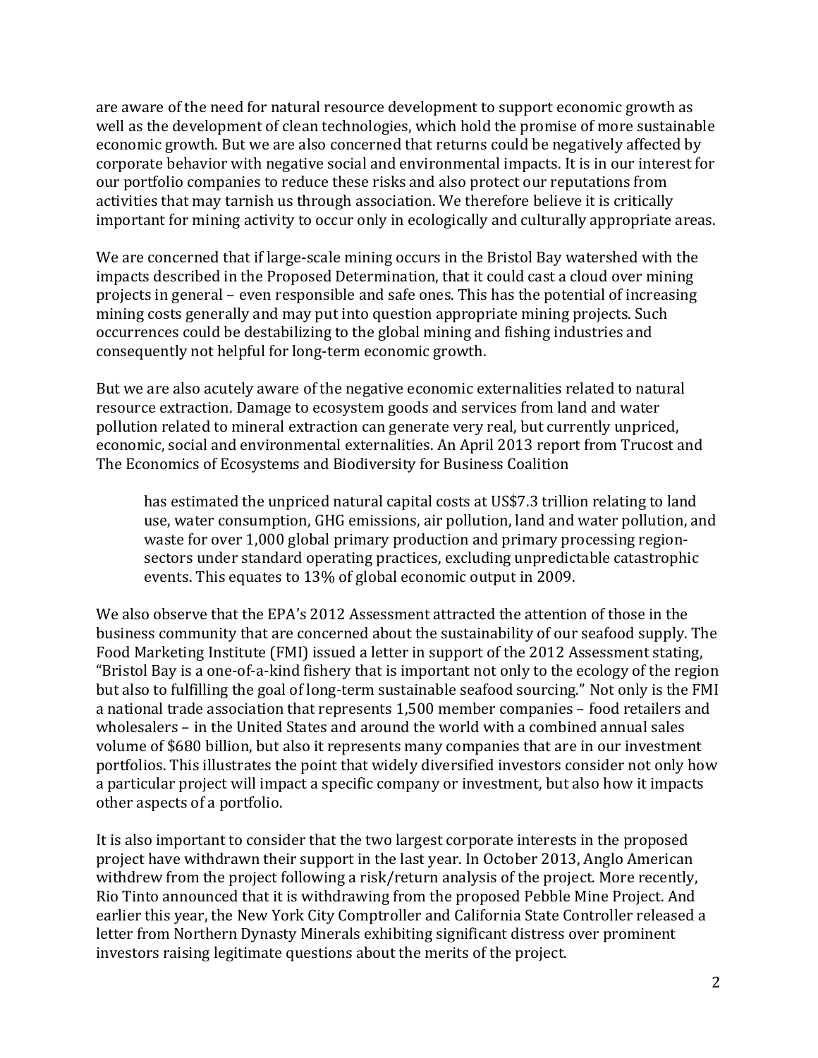are aware of the need for natural resource development to support economic growth as well as the development of clean technologies, which hold the promise of more sustainable economic growth. But we are also concerned that returns could be negatively affected by corporate behavior with negative social and environmental impacts. It is in our interest for our portfolio companies to reduce these risks and also protect our reputations from activities that may tarnish us through association. We therefore believe it is critically important for mining activity to occur only in ecologically and culturally appropriate areas.

We are concerned that if large-scale mining occurs in the Bristol Bay watershed with the impacts described in the Proposed Determination, that it could cast a cloud over mining projects in general – even responsible and safe ones. This has the potential of increasing mining costs generally and may put into question appropriate mining projects. Such occurrences could be destabilizing to the global mining and fishing industries and consequently not helpful for long-term economic growth.

But we are also acutely aware of the negative economic externalities related to natural resource extraction. Damage to ecosystem goods and services from land and water pollution related to mineral extraction can generate very real, but currently unpriced, economic, social and environmental externalities. An April 2013 report from Trucost and The Economics of Ecosystems and Biodiversity for Business Coalition

> has estimated the unpriced natural capital costs at US$7.3 trillion relating to land use, water consumption, GHG emissions, air pollution, land and water pollution, and waste for over 1,000 global primary production and primary processing region-sectors under standard operating practices, excluding unpredictable catastrophic events. This equates to 13% of global economic output in 2009.

We also observe that the EPA's 2012 Assessment attracted the attention of those in the business community that are concerned about the sustainability of our seafood supply. The Food Marketing Institute (FMI) issued a letter in support of the 2012 Assessment stating, "Bristol Bay is a one-of-a-kind fishery that is important not only to the ecology of the region but also to fulfilling the goal of long-term sustainable seafood sourcing." Not only is the FMI a national trade association that represents 1,500 member companies – food retailers and wholesalers – in the United States and around the world with a combined annual sales volume of $680 billion, but also it represents many companies that are in our investment portfolios. This illustrates the point that widely diversified investors consider not only how a particular project will impact a specific company or investment, but also how it impacts other aspects of a portfolio.

It is also important to consider that the two largest corporate interests in the proposed project have withdrawn their support in the last year. In October 2013, Anglo American withdrew from the project following a risk/return analysis of the project. More recently, Rio Tinto announced that it is withdrawing from the proposed Pebble Mine Project. And earlier this year, the New York City Comptroller and California State Controller released a letter from Northern Dynasty Minerals exhibiting significant distress over prominent investors raising legitimate questions about the merits of the project.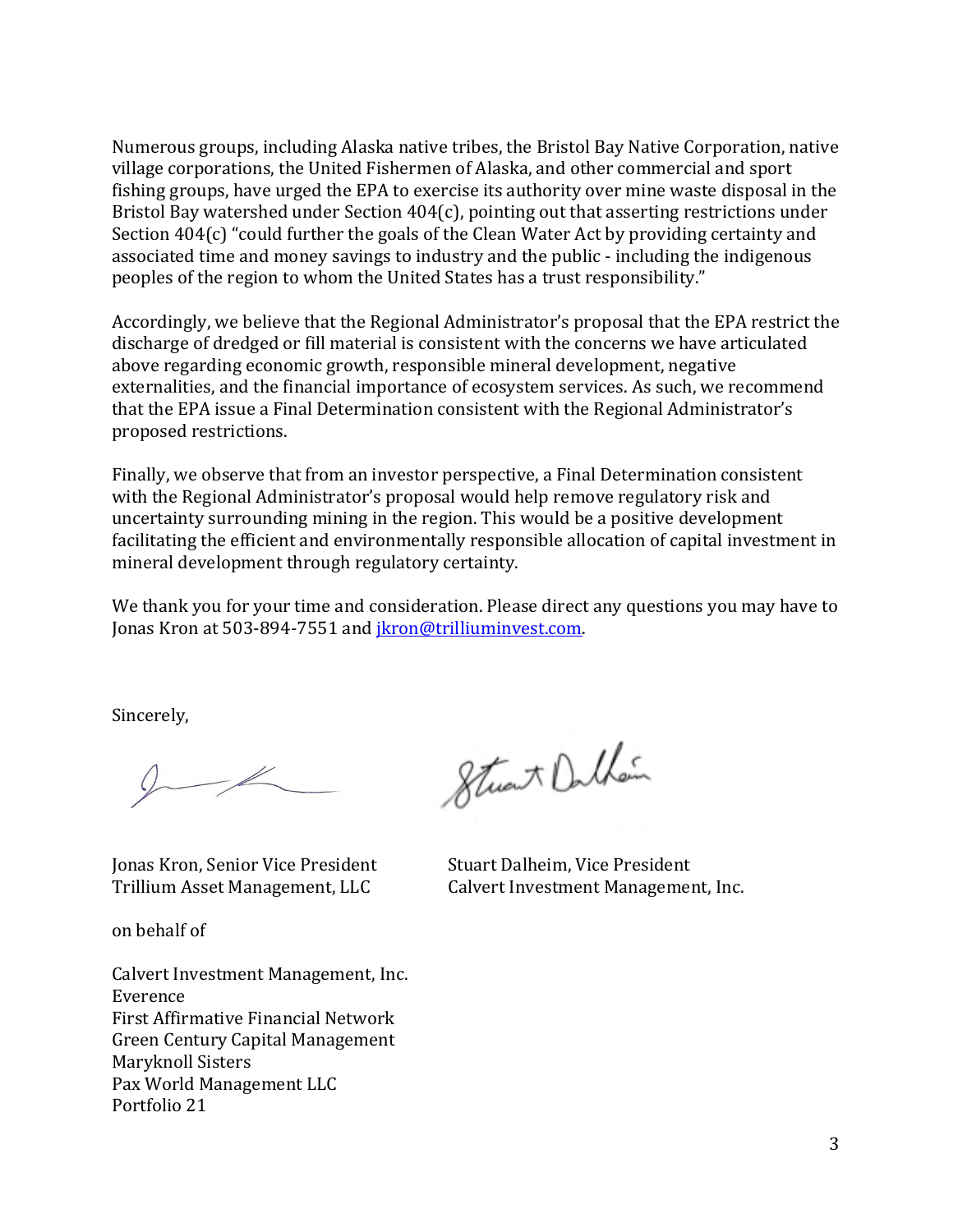Numerous groups, including Alaska native tribes, the Bristol Bay Native Corporation, native village corporations, the United Fishermen of Alaska, and other commercial and sport fishing groups, have urged the EPA to exercise its authority over mine waste disposal in the Bristol Bay watershed under Section 404(c), pointing out that asserting restrictions under Section 404(c) "could further the goals of the Clean Water Act by providing certainty and associated time and money savings to industry and the public - including the indigenous peoples of the region to whom the United States has a trust responsibility."

Accordingly, we believe that the Regional Administrator's proposal that the EPA restrict the discharge of dredged or fill material is consistent with the concerns we have articulated above regarding economic growth, responsible mineral development, negative externalities, and the financial importance of ecosystem services. As such, we recommend that the EPA issue a Final Determination consistent with the Regional Administrator's proposed restrictions.

Finally, we observe that from an investor perspective, a Final Determination consistent with the Regional Administrator's proposal would help remove regulatory risk and uncertainty surrounding mining in the region. This would be a positive development facilitating the efficient and environmentally responsible allocation of capital investment in mineral development through regulatory certainty.

We thank you for your time and consideration. Please direct any questions you may have to Jonas Kron at 503-894-7551 and [jkron@trilliuminvest.com](mailto:jkron@trilliuminvest.com).

Sincerely,

Jonas Kron, Senior Vice President
Trillium Asset Management, LLC

Stuart Dalheim, Vice President
Calvert Investment Management, Inc.

on behalf of

Calvert Investment Management, Inc.
Everence
First Affirmative Financial Network
Green Century Capital Management
Maryknoll Sisters
Pax World Management LLC
Portfolio 21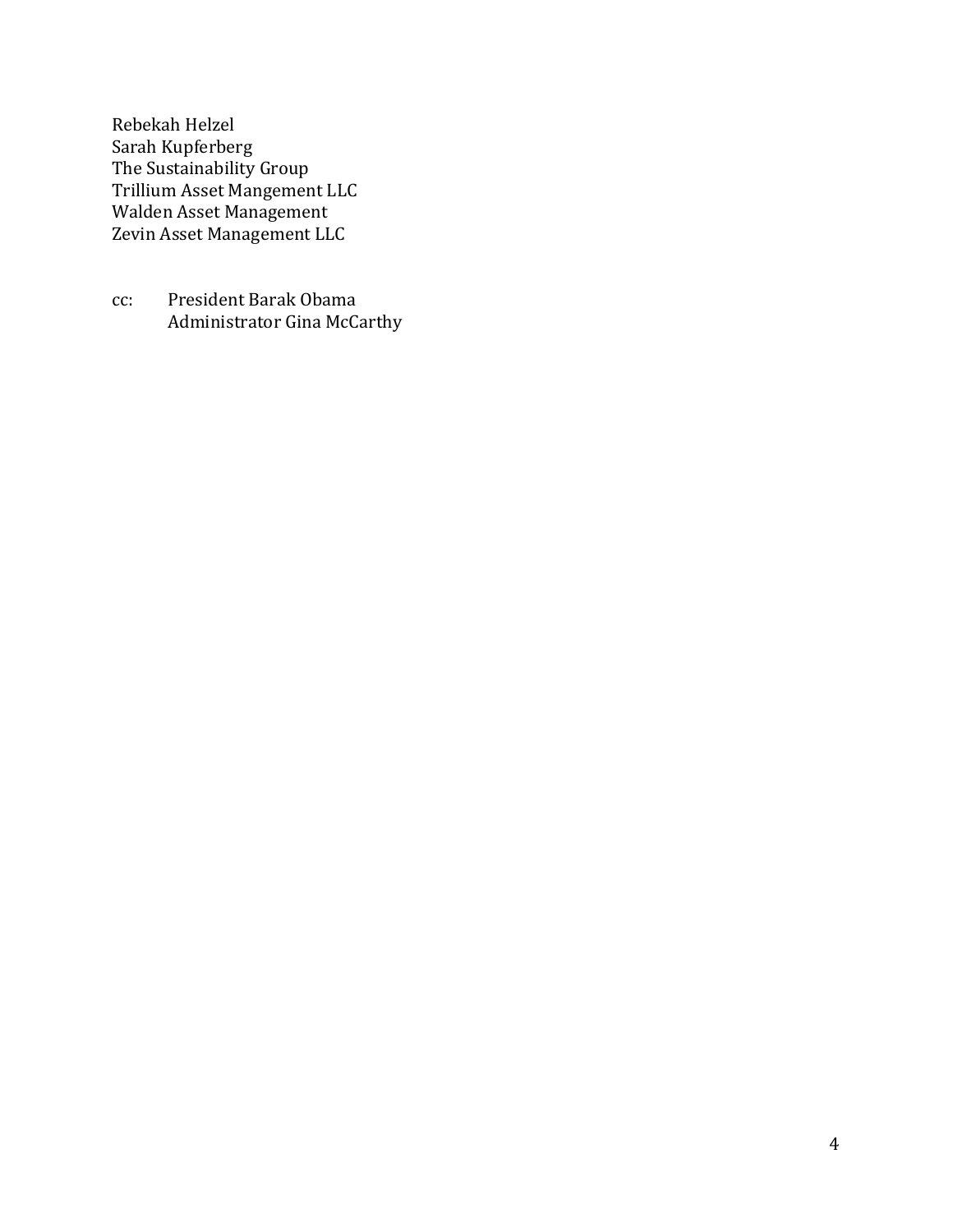Rebekah Helzel
Sarah Kupferberg
The Sustainability Group
Trillium Asset Mangement LLC
Walden Asset Management
Zevin Asset Management LLC

cc: President Barak Obama
Administrator Gina McCarthy